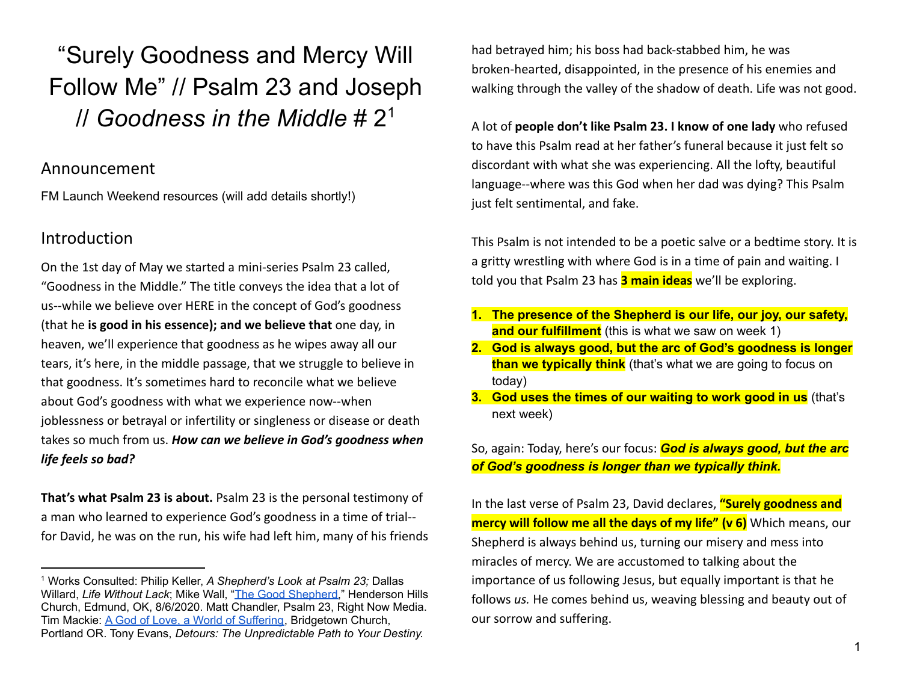# "Surely Goodness and Mercy Will Follow Me" // Psalm 23 and Joseph // *Goodness in the Middle* # 2[1]

## Announcement

FM Launch Weekend resources (will add details shortly!)

## Introduction

On the 1st day of May we started a mini-series Psalm 23 called, "Goodness in the Middle." The title conveys the idea that a lot of us--while we believe over HERE in the concept of God's goodness (that he **is good in his essence); and we believe that** one day, in heaven, we'll experience that goodness as he wipes away all our tears, it's here, in the middle passage, that we struggle to believe in that goodness. It's sometimes hard to reconcile what we believe about God's goodness with what we experience now--when joblessness or betrayal or infertility or singleness or disease or death takes so much from us. ***How can we believe in God's goodness when life feels so bad?***

**That's what Psalm 23 is about.** Psalm 23 is the personal testimony of a man who learned to experience God's goodness in a time of trial--for David, he was on the run, his wife had left him, many of his friends had betrayed him; his boss had back-stabbed him, he was broken-hearted, disappointed, in the presence of his enemies and walking through the valley of the shadow of death. Life was not good.

A lot of **people don't like Psalm 23. I know of one lady** who refused to have this Psalm read at her father's funeral because it just felt so discordant with what she was experiencing. All the lofty, beautiful language--where was this God when her dad was dying? This Psalm just felt sentimental, and fake.

This Psalm is not intended to be a poetic salve or a bedtime story. It is a gritty wrestling with where God is in a time of pain and waiting. I told you that Psalm 23 has **3 main ideas** we'll be exploring.

1. **The presence of the Shepherd is our life, our joy, our safety, and our fulfillment** (this is what we saw on week 1)
2. **God is always good, but the arc of God's goodness is longer than we typically think** (that's what we are going to focus on today)
3. **God uses the times of our waiting to work good in us** (that's next week)

So, again: Today, here's our focus: ***God is always good, but the arc of God's goodness is longer than we typically think.***

In the last verse of Psalm 23, David declares, **"Surely goodness and mercy will follow me all the days of my life" (v 6)** Which means, our Shepherd is always behind us, turning our misery and mess into miracles of mercy. We are accustomed to talking about the importance of us following Jesus, but equally important is that he follows *us.* He comes behind us, weaving blessing and beauty out of our sorrow and suffering.

---

[1] Works Consulted: Philip Keller, *A Shepherd's Look at Psalm 23;* Dallas Willard, *Life Without Lack*; Mike Wall, "The Good Shepherd," Henderson Hills Church, Edmund, OK, 8/6/2020. Matt Chandler, Psalm 23, Right Now Media. Tim Mackie: A God of Love, a World of Suffering, Bridgetown Church, Portland OR. Tony Evans, *Detours: The Unpredictable Path to Your Destiny.*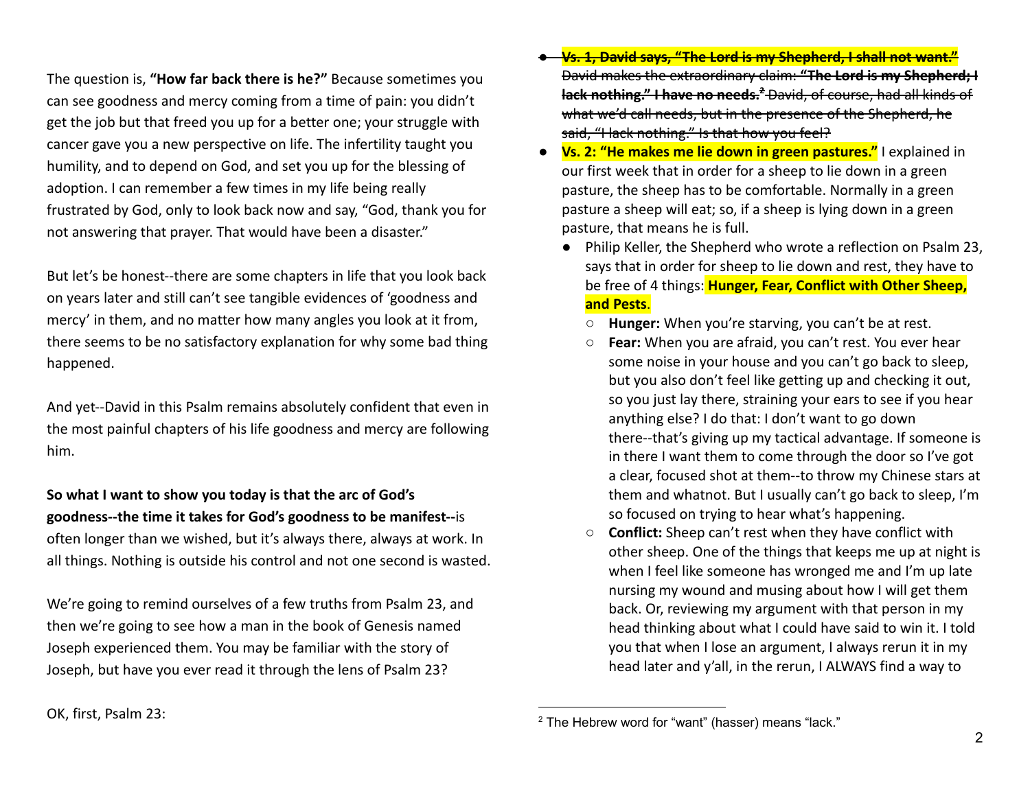The question is, **"How far back there is he?"** Because sometimes you can see goodness and mercy coming from a time of pain: you didn't get the job but that freed you up for a better one; your struggle with cancer gave you a new perspective on life. The infertility taught you humility, and to depend on God, and set you up for the blessing of adoption. I can remember a few times in my life being really frustrated by God, only to look back now and say, "God, thank you for not answering that prayer. That would have been a disaster."

But let's be honest--there are some chapters in life that you look back on years later and still can't see tangible evidences of 'goodness and mercy' in them, and no matter how many angles you look at it from, there seems to be no satisfactory explanation for why some bad thing happened.

And yet--David in this Psalm remains absolutely confident that even in the most painful chapters of his life goodness and mercy are following him.

**So what I want to show you today is that the arc of God's goodness--the time it takes for God's goodness to be manifest--**is often longer than we wished, but it's always there, always at work. In all things. Nothing is outside his control and not one second is wasted.

We're going to remind ourselves of a few truths from Psalm 23, and then we're going to see how a man in the book of Genesis named Joseph experienced them. You may be familiar with the story of Joseph, but have you ever read it through the lens of Psalm 23?

OK, first, Psalm 23:

- ~~**Vs. 1, David says, "The Lord is my Shepherd, I shall not want."** David makes the extraordinary claim: **"The Lord is my Shepherd; I lack nothing." I have no needs.**[2] David, of course, had all kinds of what we'd call needs, but in the presence of the Shepherd, he said, "I lack nothing." Is that how you feel?~~
- **Vs. 2: "He makes me lie down in green pastures."** I explained in our first week that in order for a sheep to lie down in a green pasture, the sheep has to be comfortable. Normally in a green pasture a sheep will eat; so, if a sheep is lying down in a green pasture, that means he is full.
  - Philip Keller, the Shepherd who wrote a reflection on Psalm 23, says that in order for sheep to lie down and rest, they have to be free of 4 things: **Hunger, Fear, Conflict with Other Sheep, and Pests**.
    - **Hunger:** When you're starving, you can't be at rest.
    - **Fear:** When you are afraid, you can't rest. You ever hear some noise in your house and you can't go back to sleep, but you also don't feel like getting up and checking it out, so you just lay there, straining your ears to see if you hear anything else? I do that: I don't want to go down there--that's giving up my tactical advantage. If someone is in there I want them to come through the door so I've got a clear, focused shot at them--to throw my Chinese stars at them and whatnot. But I usually can't go back to sleep, I'm so focused on trying to hear what's happening.
    - **Conflict:** Sheep can't rest when they have conflict with other sheep. One of the things that keeps me up at night is when I feel like someone has wronged me and I'm up late nursing my wound and musing about how I will get them back. Or, reviewing my argument with that person in my head thinking about what I could have said to win it. I told you that when I lose an argument, I always rerun it in my head later and y'all, in the rerun, I ALWAYS find a way to

[2] The Hebrew word for "want" (hasser) means "lack."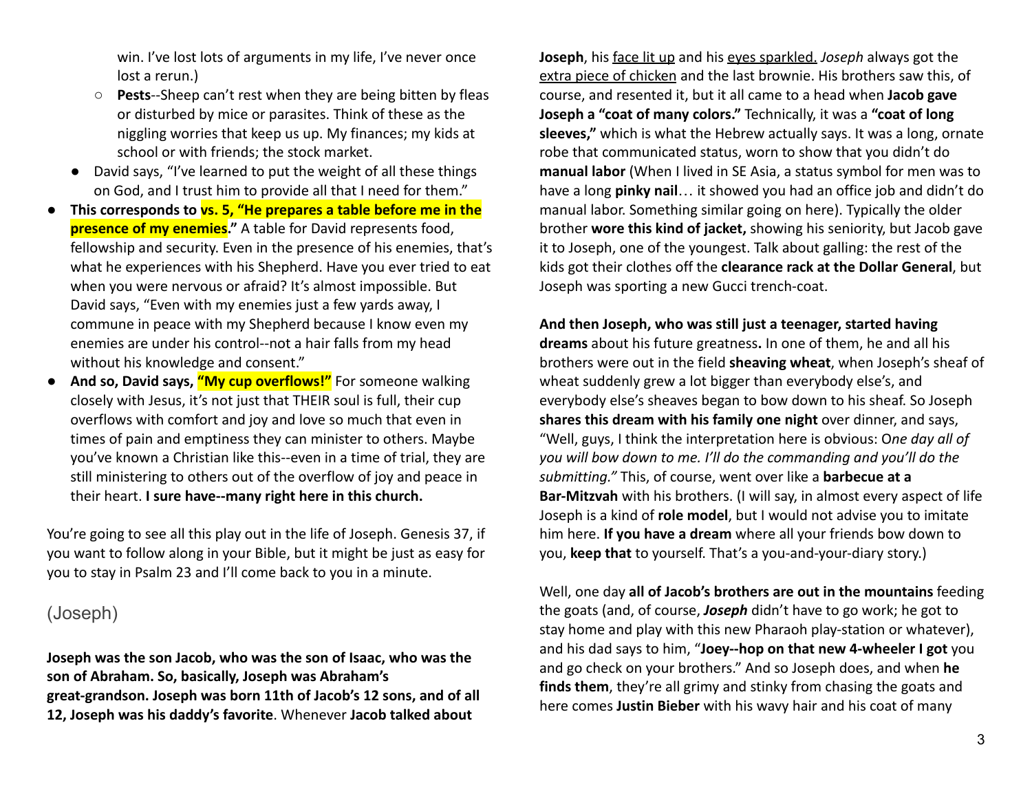win. I've lost lots of arguments in my life, I've never once lost a rerun.)

    - **Pests**--Sheep can't rest when they are being bitten by fleas or disturbed by mice or parasites. Think of these as the niggling worries that keep us up. My finances; my kids at school or with friends; the stock market.

  - David says, "I've learned to put the weight of all these things on God, and I trust him to provide all that I need for them."

- **This corresponds to vs. 5, "He prepares a table before me in the presence of my enemies."** A table for David represents food, fellowship and security. Even in the presence of his enemies, that's what he experiences with his Shepherd. Have you ever tried to eat when you were nervous or afraid? It's almost impossible. But David says, "Even with my enemies just a few yards away, I commune in peace with my Shepherd because I know even my enemies are under his control--not a hair falls from my head without his knowledge and consent."
- **And so, David says, "My cup overflows!"** For someone walking closely with Jesus, it's not just that THEIR soul is full, their cup overflows with comfort and joy and love so much that even in times of pain and emptiness they can minister to others. Maybe you've known a Christian like this--even in a time of trial, they are still ministering to others out of the overflow of joy and peace in their heart. **I sure have--many right here in this church.**

You're going to see all this play out in the life of Joseph. Genesis 37, if you want to follow along in your Bible, but it might be just as easy for you to stay in Psalm 23 and I'll come back to you in a minute.

## (Joseph)

**Joseph was the son Jacob, who was the son of Isaac, who was the son of Abraham. So, basically, Joseph was Abraham's great-grandson. Joseph was born 11th of Jacob's 12 sons, and of all 12, Joseph was his daddy's favorite**. Whenever **Jacob talked about Joseph**, his face lit up and his eyes sparkled. *Joseph* always got the extra piece of chicken and the last brownie. His brothers saw this, of course, and resented it, but it all came to a head when **Jacob gave Joseph a "coat of many colors."** Technically, it was a **"coat of long sleeves,"** which is what the Hebrew actually says. It was a long, ornate robe that communicated status, worn to show that you didn't do **manual labor** (When I lived in SE Asia, a status symbol for men was to have a long **pinky nail**… it showed you had an office job and didn't do manual labor. Something similar going on here). Typically the older brother **wore this kind of jacket,** showing his seniority, but Jacob gave it to Joseph, one of the youngest. Talk about galling: the rest of the kids got their clothes off the **clearance rack at the Dollar General**, but Joseph was sporting a new Gucci trench-coat.

**And then Joseph, who was still just a teenager, started having dreams** about his future greatness**.** In one of them, he and all his brothers were out in the field **sheaving wheat**, when Joseph's sheaf of wheat suddenly grew a lot bigger than everybody else's, and everybody else's sheaves began to bow down to his sheaf. So Joseph **shares this dream with his family one night** over dinner, and says, "Well, guys, I think the interpretation here is obvious: O*ne day all of you will bow down to me. I'll do the commanding and you'll do the submitting."* This, of course, went over like a **barbecue at a Bar-Mitzvah** with his brothers. (I will say, in almost every aspect of life Joseph is a kind of **role model**, but I would not advise you to imitate him here. **If you have a dream** where all your friends bow down to you, **keep that** to yourself. That's a you-and-your-diary story.)

Well, one day **all of Jacob's brothers are out in the mountains** feeding the goats (and, of course, ***Joseph*** didn't have to go work; he got to stay home and play with this new Pharaoh play-station or whatever), and his dad says to him, "**Joey--hop on that new 4-wheeler I got** you and go check on your brothers." And so Joseph does, and when **he finds them**, they're all grimy and stinky from chasing the goats and here comes **Justin Bieber** with his wavy hair and his coat of many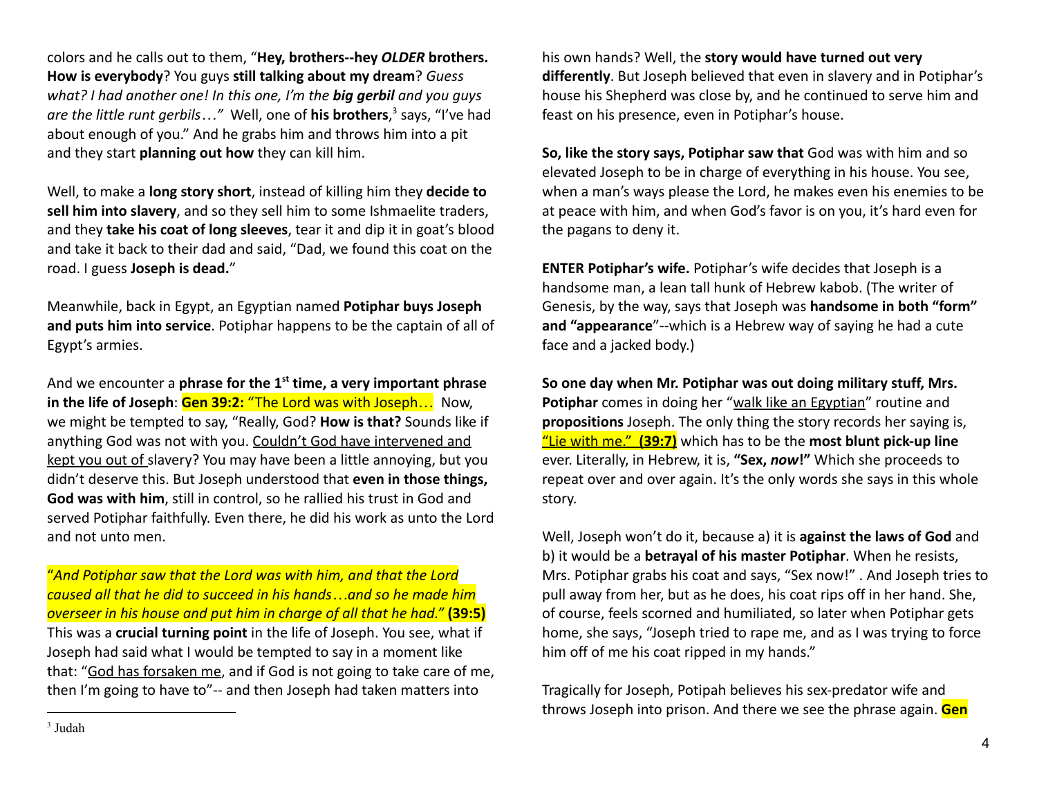colors and he calls out to them, "**Hey, brothers--hey *OLDER* brothers. How is everybody**? You guys **still talking about my dream**? *Guess what? I had another one! In this one, I'm the* ***big gerbil*** *and you guys are the little runt gerbils…"* Well, one of **his brothers**,[3] says, "I've had about enough of you." And he grabs him and throws him into a pit and they start **planning out how** they can kill him.

Well, to make a **long story short**, instead of killing him they **decide to sell him into slavery**, and so they sell him to some Ishmaelite traders, and they **take his coat of long sleeves**, tear it and dip it in goat's blood and take it back to their dad and said, "Dad, we found this coat on the road. I guess **Joseph is dead.**"

Meanwhile, back in Egypt, an Egyptian named **Potiphar buys Joseph and puts him into service**. Potiphar happens to be the captain of all of Egypt's armies.

And we encounter a **phrase for the 1st time, a very important phrase in the life of Joseph**: **Gen 39:2:** "The Lord was with Joseph… Now, we might be tempted to say, "Really, God? **How is that?** Sounds like if anything God was not with you. Couldn't God have intervened and kept you out of slavery? You may have been a little annoying, but you didn't deserve this. But Joseph understood that **even in those things, God was with him**, still in control, so he rallied his trust in God and served Potiphar faithfully. Even there, he did his work as unto the Lord and not unto men.

"*And Potiphar saw that the Lord was with him, and that the Lord caused all that he did to succeed in his hands…and so he made him overseer in his house and put him in charge of all that he had."* **(39:5)** This was a **crucial turning point** in the life of Joseph. You see, what if Joseph had said what I would be tempted to say in a moment like that: "God has forsaken me, and if God is not going to take care of me, then I'm going to have to"-- and then Joseph had taken matters into his own hands? Well, the **story would have turned out very differently**. But Joseph believed that even in slavery and in Potiphar's house his Shepherd was close by, and he continued to serve him and feast on his presence, even in Potiphar's house.

**So, like the story says, Potiphar saw that** God was with him and so elevated Joseph to be in charge of everything in his house. You see, when a man's ways please the Lord, he makes even his enemies to be at peace with him, and when God's favor is on you, it's hard even for the pagans to deny it.

**ENTER Potiphar's wife.** Potiphar's wife decides that Joseph is a handsome man, a lean tall hunk of Hebrew kabob. (The writer of Genesis, by the way, says that Joseph was **handsome in both "form" and "appearance**"--which is a Hebrew way of saying he had a cute face and a jacked body.)

**So one day when Mr. Potiphar was out doing military stuff, Mrs. Potiphar** comes in doing her "walk like an Egyptian" routine and **propositions** Joseph. The only thing the story records her saying is, "Lie with me." **(39:7)** which has to be the **most blunt pick-up line** ever. Literally, in Hebrew, it is, **"Sex, *now*!"** Which she proceeds to repeat over and over again. It's the only words she says in this whole story.

Well, Joseph won't do it, because a) it is **against the laws of God** and b) it would be a **betrayal of his master Potiphar**. When he resists, Mrs. Potiphar grabs his coat and says, "Sex now!" . And Joseph tries to pull away from her, but as he does, his coat rips off in her hand. She, of course, feels scorned and humiliated, so later when Potiphar gets home, she says, "Joseph tried to rape me, and as I was trying to force him off of me his coat ripped in my hands."

Tragically for Joseph, Potipah believes his sex-predator wife and throws Joseph into prison. And there we see the phrase again. **Gen**

[3] Judah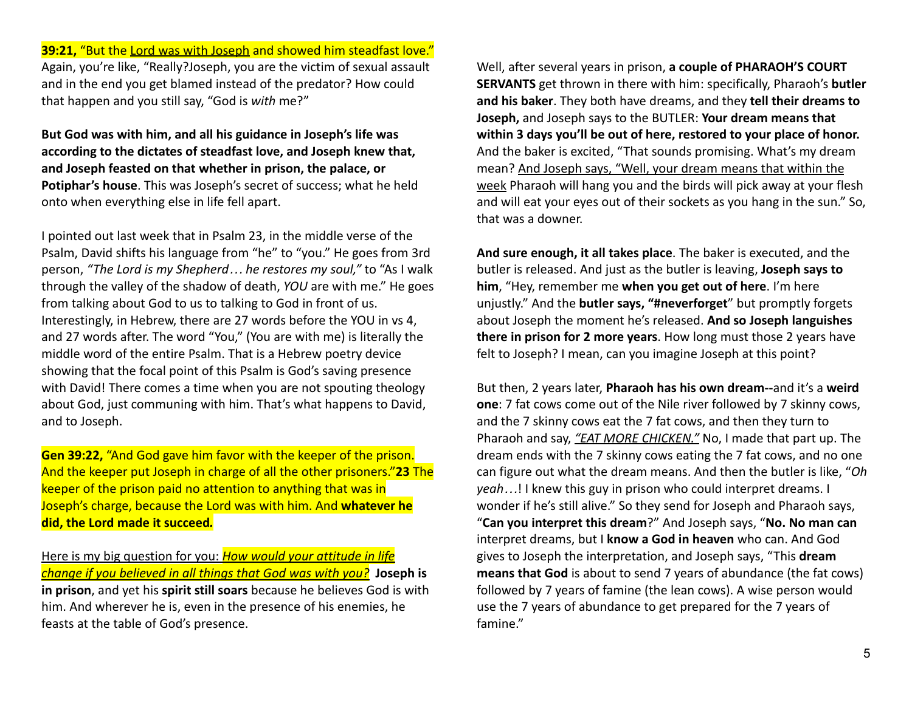**39:21,** "But the <u>Lord was with Joseph</u> and showed him steadfast love." Again, you're like, "Really?Joseph, you are the victim of sexual assault and in the end you get blamed instead of the predator? How could that happen and you still say, "God is *with* me?"

**But God was with him, and all his guidance in Joseph's life was according to the dictates of steadfast love, and Joseph knew that, and Joseph feasted on that whether in prison, the palace, or Potiphar's house**. This was Joseph's secret of success; what he held onto when everything else in life fell apart.

I pointed out last week that in Psalm 23, in the middle verse of the Psalm, David shifts his language from "he" to "you." He goes from 3rd person, *"The Lord is my Shepherd… he restores my soul,"* to "As I walk through the valley of the shadow of death, *YOU* are with me." He goes from talking about God to us to talking to God in front of us. Interestingly, in Hebrew, there are 27 words before the YOU in vs 4, and 27 words after. The word "You," (You are with me) is literally the middle word of the entire Psalm. That is a Hebrew poetry device showing that the focal point of this Psalm is God's saving presence with David! There comes a time when you are not spouting theology about God, just communing with him. That's what happens to David, and to Joseph.

**Gen 39:22,** "And God gave him favor with the keeper of the prison. And the keeper put Joseph in charge of all the other prisoners."**23** The keeper of the prison paid no attention to anything that was in Joseph's charge, because the Lord was with him. And **whatever he did, the Lord made it succeed.**

<u>Here is my big question for you:</u> <u>***How would your attitude in life change if you believed in all things that God was with you?***</u> **Joseph is in prison**, and yet his **spirit still soars** because he believes God is with him. And wherever he is, even in the presence of his enemies, he feasts at the table of God's presence.

Well, after several years in prison, **a couple of PHARAOH'S COURT SERVANTS** get thrown in there with him: specifically, Pharaoh's **butler and his baker**. They both have dreams, and they **tell their dreams to Joseph,** and Joseph says to the BUTLER: **Your dream means that within 3 days you'll be out of here, restored to your place of honor.** And the baker is excited, "That sounds promising. What's my dream mean? <u>And Joseph says, "Well, your dream means that within the week</u> Pharaoh will hang you and the birds will pick away at your flesh and will eat your eyes out of their sockets as you hang in the sun." So, that was a downer.

**And sure enough, it all takes place**. The baker is executed, and the butler is released. And just as the butler is leaving, **Joseph says to him**, "Hey, remember me **when you get out of here**. I'm here unjustly." And the **butler says, "#neverforget**" but promptly forgets about Joseph the moment he's released. **And so Joseph languishes there in prison for 2 more years**. How long must those 2 years have felt to Joseph? I mean, can you imagine Joseph at this point?

But then, 2 years later, **Pharaoh has his own dream--**and it's a **weird one**: 7 fat cows come out of the Nile river followed by 7 skinny cows, and the 7 skinny cows eat the 7 fat cows, and then they turn to Pharaoh and say, <u>*"EAT MORE CHICKEN."*</u> No, I made that part up. The dream ends with the 7 skinny cows eating the 7 fat cows, and no one can figure out what the dream means. And then the butler is like, "*Oh yeah*…! I knew this guy in prison who could interpret dreams. I wonder if he's still alive." So they send for Joseph and Pharaoh says, "**Can you interpret this dream**?" And Joseph says, "**No. No man can** interpret dreams, but I **know a God in heaven** who can. And God gives to Joseph the interpretation, and Joseph says, "This **dream means that God** is about to send 7 years of abundance (the fat cows) followed by 7 years of famine (the lean cows). A wise person would use the 7 years of abundance to get prepared for the 7 years of famine."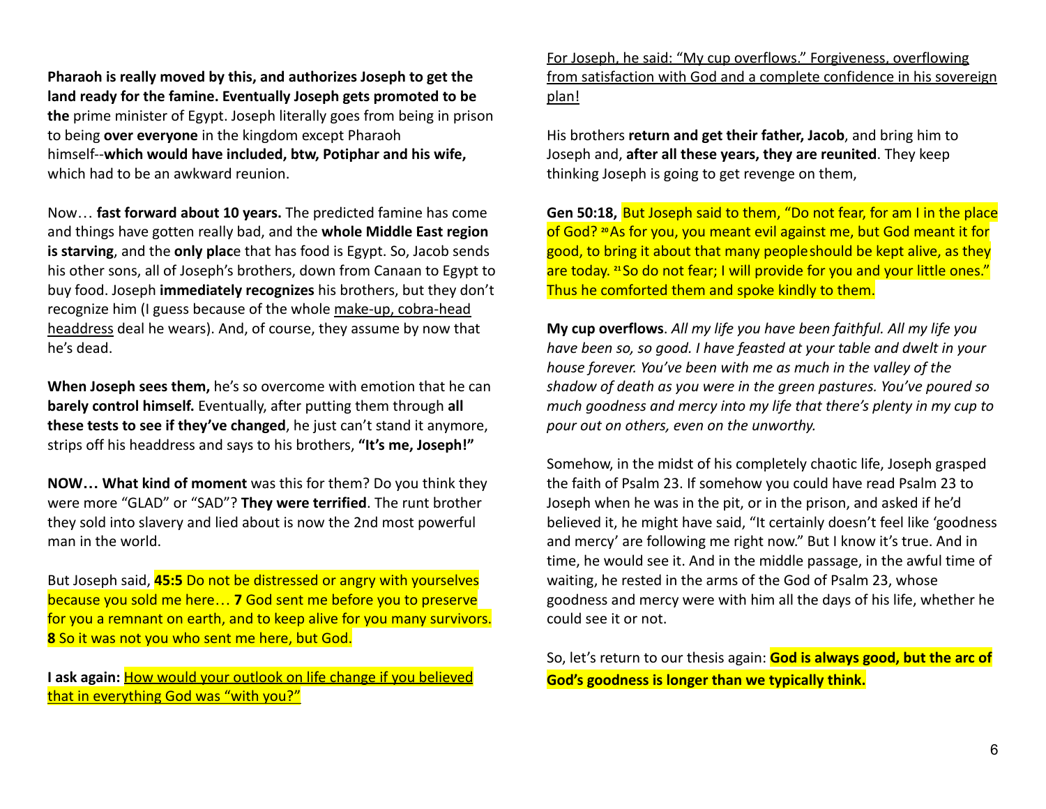**Pharaoh is really moved by this, and authorizes Joseph to get the land ready for the famine. Eventually Joseph gets promoted to be the** prime minister of Egypt. Joseph literally goes from being in prison to being **over everyone** in the kingdom except Pharaoh himself--**which would have included, btw, Potiphar and his wife,** which had to be an awkward reunion.

Now… **fast forward about 10 years.** The predicted famine has come and things have gotten really bad, and the **whole Middle East region is starving**, and the **only plac**e that has food is Egypt. So, Jacob sends his other sons, all of Joseph's brothers, down from Canaan to Egypt to buy food. Joseph **immediately recognizes** his brothers, but they don't recognize him (I guess because of the whole make-up, cobra-head headdress deal he wears). And, of course, they assume by now that he's dead.

**When Joseph sees them,** he's so overcome with emotion that he can **barely control himself.** Eventually, after putting them through **all these tests to see if they've changed**, he just can't stand it anymore, strips off his headdress and says to his brothers, **"It's me, Joseph!"**

**NOW… What kind of moment** was this for them? Do you think they were more "GLAD" or "SAD"? **They were terrified**. The runt brother they sold into slavery and lied about is now the 2nd most powerful man in the world.

But Joseph said, **45:5** Do not be distressed or angry with yourselves because you sold me here… **7** God sent me before you to preserve for you a remnant on earth, and to keep alive for you many survivors. **8** So it was not you who sent me here, but God.

**I ask again:** How would your outlook on life change if you believed that in everything God was "with you?"

For Joseph, he said: "My cup overflows." Forgiveness, overflowing from satisfaction with God and a complete confidence in his sovereign plan!

His brothers **return and get their father, Jacob**, and bring him to Joseph and, **after all these years, they are reunited**. They keep thinking Joseph is going to get revenge on them,

**Gen 50:18,** But Joseph said to them, "Do not fear, for am I in the place of God? [20] As for you, you meant evil against me, but God meant it for good, to bring it about that many people should be kept alive, as they are today. [21] So do not fear; I will provide for you and your little ones." Thus he comforted them and spoke kindly to them.

**My cup overflows**. *All my life you have been faithful. All my life you have been so, so good. I have feasted at your table and dwelt in your house forever. You've been with me as much in the valley of the shadow of death as you were in the green pastures. You've poured so much goodness and mercy into my life that there's plenty in my cup to pour out on others, even on the unworthy.*

Somehow, in the midst of his completely chaotic life, Joseph grasped the faith of Psalm 23. If somehow you could have read Psalm 23 to Joseph when he was in the pit, or in the prison, and asked if he'd believed it, he might have said, "It certainly doesn't feel like 'goodness and mercy' are following me right now." But I know it's true. And in time, he would see it. And in the middle passage, in the awful time of waiting, he rested in the arms of the God of Psalm 23, whose goodness and mercy were with him all the days of his life, whether he could see it or not.

So, let's return to our thesis again: **God is always good, but the arc of God's goodness is longer than we typically think.**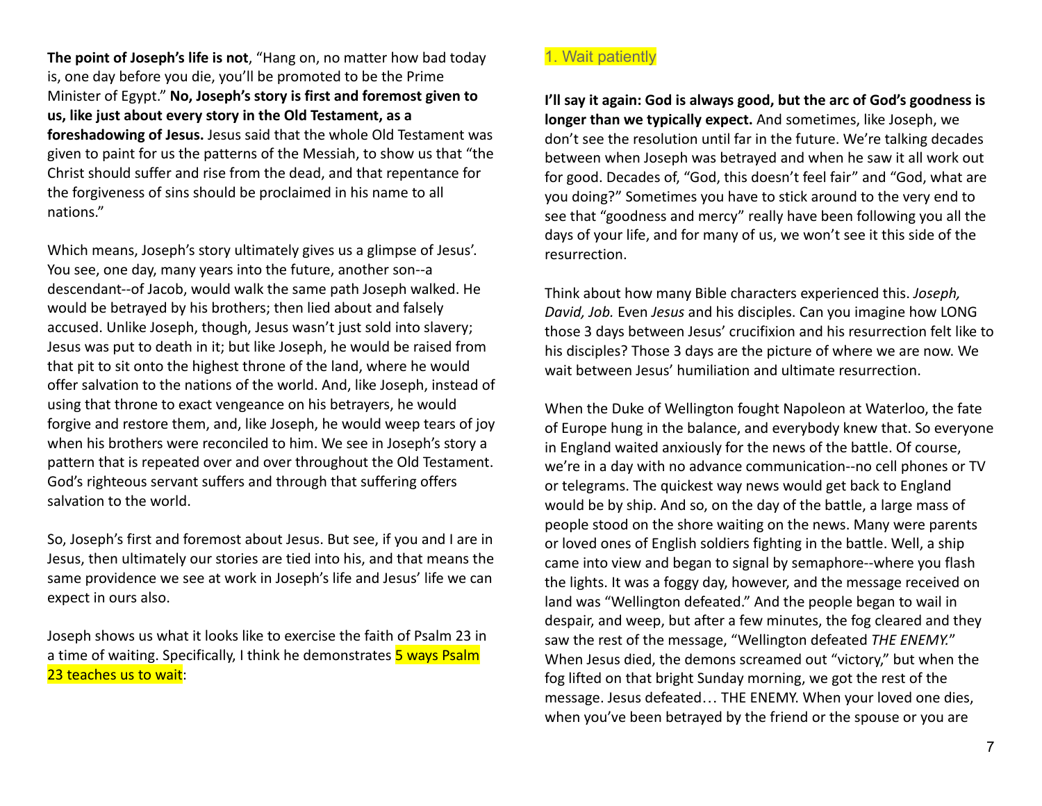**The point of Joseph's life is not**, "Hang on, no matter how bad today is, one day before you die, you'll be promoted to be the Prime Minister of Egypt." **No, Joseph's story is first and foremost given to us, like just about every story in the Old Testament, as a foreshadowing of Jesus.** Jesus said that the whole Old Testament was given to paint for us the patterns of the Messiah, to show us that "the Christ should suffer and rise from the dead, and that repentance for the forgiveness of sins should be proclaimed in his name to all nations."

Which means, Joseph's story ultimately gives us a glimpse of Jesus'. You see, one day, many years into the future, another son--a descendant--of Jacob, would walk the same path Joseph walked. He would be betrayed by his brothers; then lied about and falsely accused. Unlike Joseph, though, Jesus wasn't just sold into slavery; Jesus was put to death in it; but like Joseph, he would be raised from that pit to sit onto the highest throne of the land, where he would offer salvation to the nations of the world. And, like Joseph, instead of using that throne to exact vengeance on his betrayers, he would forgive and restore them, and, like Joseph, he would weep tears of joy when his brothers were reconciled to him. We see in Joseph's story a pattern that is repeated over and over throughout the Old Testament. God's righteous servant suffers and through that suffering offers salvation to the world.

So, Joseph's first and foremost about Jesus. But see, if you and I are in Jesus, then ultimately our stories are tied into his, and that means the same providence we see at work in Joseph's life and Jesus' life we can expect in ours also.

Joseph shows us what it looks like to exercise the faith of Psalm 23 in a time of waiting. Specifically, I think he demonstrates 5 ways Psalm 23 teaches us to wait:

## 1. Wait patiently

**I'll say it again: God is always good, but the arc of God's goodness is longer than we typically expect.** And sometimes, like Joseph, we don't see the resolution until far in the future. We're talking decades between when Joseph was betrayed and when he saw it all work out for good. Decades of, "God, this doesn't feel fair" and "God, what are you doing?" Sometimes you have to stick around to the very end to see that "goodness and mercy" really have been following you all the days of your life, and for many of us, we won't see it this side of the resurrection.

Think about how many Bible characters experienced this. *Joseph, David, Job.* Even *Jesus* and his disciples. Can you imagine how LONG those 3 days between Jesus' crucifixion and his resurrection felt like to his disciples? Those 3 days are the picture of where we are now. We wait between Jesus' humiliation and ultimate resurrection.

When the Duke of Wellington fought Napoleon at Waterloo, the fate of Europe hung in the balance, and everybody knew that. So everyone in England waited anxiously for the news of the battle. Of course, we're in a day with no advance communication--no cell phones or TV or telegrams. The quickest way news would get back to England would be by ship. And so, on the day of the battle, a large mass of people stood on the shore waiting on the news. Many were parents or loved ones of English soldiers fighting in the battle. Well, a ship came into view and began to signal by semaphore--where you flash the lights. It was a foggy day, however, and the message received on land was "Wellington defeated." And the people began to wail in despair, and weep, but after a few minutes, the fog cleared and they saw the rest of the message, "Wellington defeated *THE ENEMY.*" When Jesus died, the demons screamed out "victory," but when the fog lifted on that bright Sunday morning, we got the rest of the message. Jesus defeated… THE ENEMY. When your loved one dies, when you've been betrayed by the friend or the spouse or you are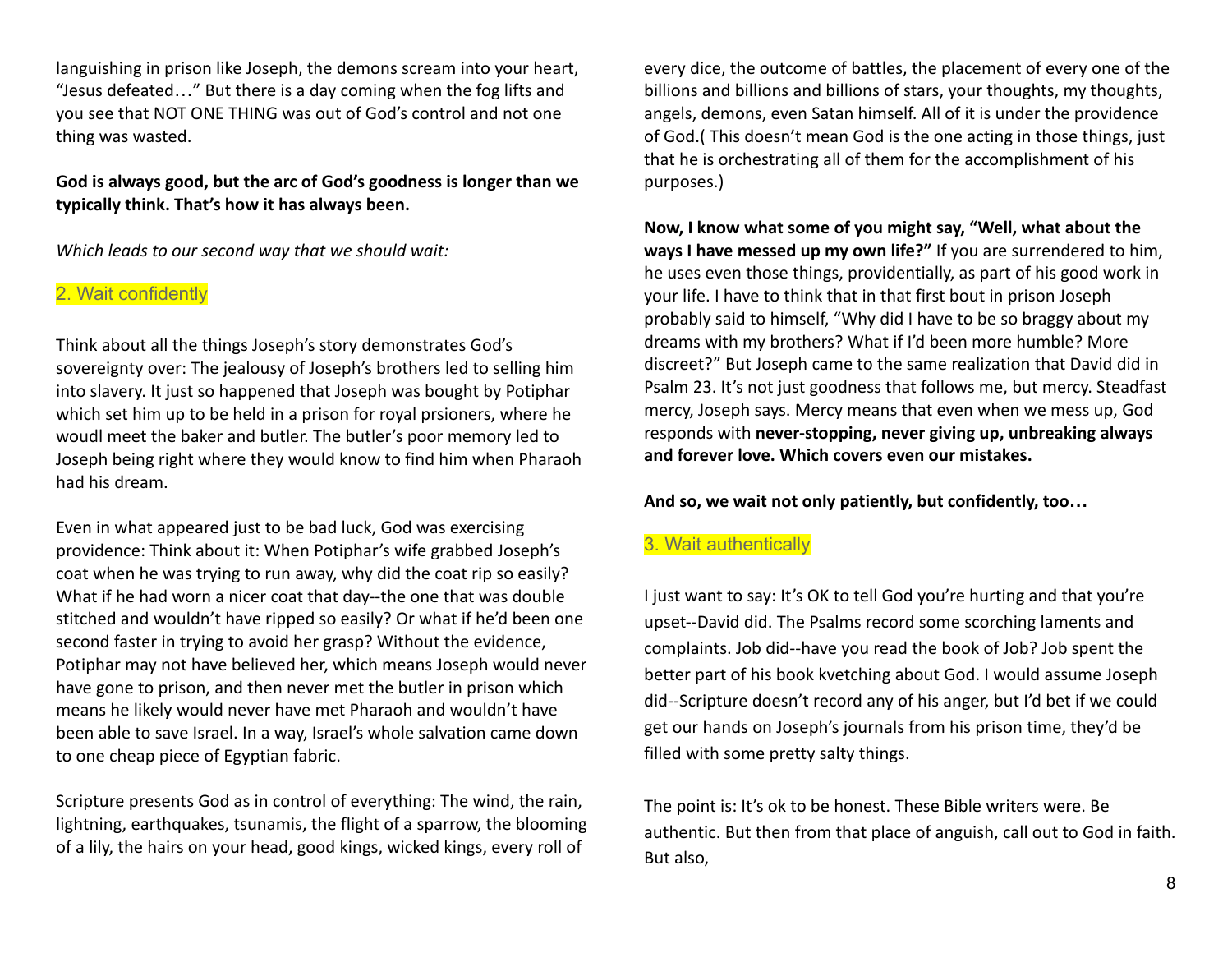languishing in prison like Joseph, the demons scream into your heart, "Jesus defeated…" But there is a day coming when the fog lifts and you see that NOT ONE THING was out of God's control and not one thing was wasted.

**God is always good, but the arc of God's goodness is longer than we typically think. That's how it has always been.**

*Which leads to our second way that we should wait:*

## 2. Wait confidently

Think about all the things Joseph's story demonstrates God's sovereignty over: The jealousy of Joseph's brothers led to selling him into slavery. It just so happened that Joseph was bought by Potiphar which set him up to be held in a prison for royal prsioners, where he woudl meet the baker and butler. The butler's poor memory led to Joseph being right where they would know to find him when Pharaoh had his dream.

Even in what appeared just to be bad luck, God was exercising providence: Think about it: When Potiphar's wife grabbed Joseph's coat when he was trying to run away, why did the coat rip so easily? What if he had worn a nicer coat that day--the one that was double stitched and wouldn't have ripped so easily? Or what if he'd been one second faster in trying to avoid her grasp? Without the evidence, Potiphar may not have believed her, which means Joseph would never have gone to prison, and then never met the butler in prison which means he likely would never have met Pharaoh and wouldn't have been able to save Israel. In a way, Israel's whole salvation came down to one cheap piece of Egyptian fabric.

Scripture presents God as in control of everything: The wind, the rain, lightning, earthquakes, tsunamis, the flight of a sparrow, the blooming of a lily, the hairs on your head, good kings, wicked kings, every roll of every dice, the outcome of battles, the placement of every one of the billions and billions and billions of stars, your thoughts, my thoughts, angels, demons, even Satan himself. All of it is under the providence of God.( This doesn't mean God is the one acting in those things, just that he is orchestrating all of them for the accomplishment of his purposes.)

**Now, I know what some of you might say, "Well, what about the ways I have messed up my own life?"** If you are surrendered to him, he uses even those things, providentially, as part of his good work in your life. I have to think that in that first bout in prison Joseph probably said to himself, "Why did I have to be so braggy about my dreams with my brothers? What if I'd been more humble? More discreet?" But Joseph came to the same realization that David did in Psalm 23. It's not just goodness that follows me, but mercy. Steadfast mercy, Joseph says. Mercy means that even when we mess up, God responds with **never-stopping, never giving up, unbreaking always and forever love. Which covers even our mistakes.**

**And so, we wait not only patiently, but confidently, too…**

## 3. Wait authentically

I just want to say: It's OK to tell God you're hurting and that you're upset--David did. The Psalms record some scorching laments and complaints. Job did--have you read the book of Job? Job spent the better part of his book kvetching about God. I would assume Joseph did--Scripture doesn't record any of his anger, but I'd bet if we could get our hands on Joseph's journals from his prison time, they'd be filled with some pretty salty things.

The point is: It's ok to be honest. These Bible writers were. Be authentic. But then from that place of anguish, call out to God in faith. But also,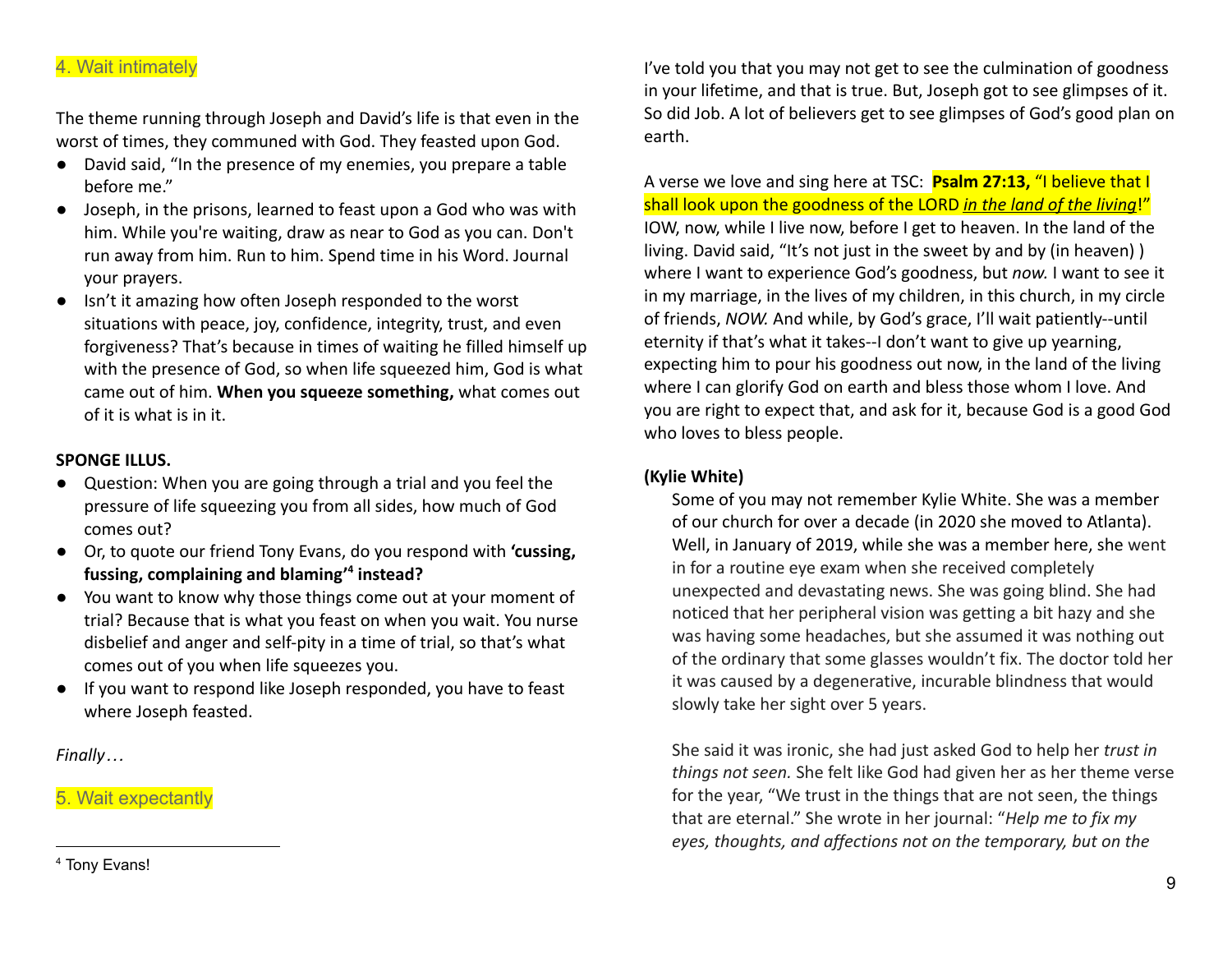## 4. Wait intimately

The theme running through Joseph and David's life is that even in the worst of times, they communed with God. They feasted upon God.

- David said, "In the presence of my enemies, you prepare a table before me."
- Joseph, in the prisons, learned to feast upon a God who was with him. While you're waiting, draw as near to God as you can. Don't run away from him. Run to him. Spend time in his Word. Journal your prayers.
- Isn't it amazing how often Joseph responded to the worst situations with peace, joy, confidence, integrity, trust, and even forgiveness? That's because in times of waiting he filled himself up with the presence of God, so when life squeezed him, God is what came out of him. **When you squeeze something,** what comes out of it is what is in it.

**SPONGE ILLUS.**

- Question: When you are going through a trial and you feel the pressure of life squeezing you from all sides, how much of God comes out?
- Or, to quote our friend Tony Evans, do you respond with **'cussing, fussing, complaining and blaming'[4] instead?**
- You want to know why those things come out at your moment of trial? Because that is what you feast on when you wait. You nurse disbelief and anger and self-pity in a time of trial, so that's what comes out of you when life squeezes you.
- If you want to respond like Joseph responded, you have to feast where Joseph feasted.

*Finally…*

## 5. Wait expectantly

I've told you that you may not get to see the culmination of goodness in your lifetime, and that is true. But, Joseph got to see glimpses of it. So did Job. A lot of believers get to see glimpses of God's good plan on earth.

A verse we love and sing here at TSC: **Psalm 27:13,** "I believe that I shall look upon the goodness of the LORD ***in the land of the living***!" IOW, now, while I live now, before I get to heaven. In the land of the living. David said, "It's not just in the sweet by and by (in heaven) ) where I want to experience God's goodness, but *now.* I want to see it in my marriage, in the lives of my children, in this church, in my circle of friends, *NOW.* And while, by God's grace, I'll wait patiently--until eternity if that's what it takes--I don't want to give up yearning, expecting him to pour his goodness out now, in the land of the living where I can glorify God on earth and bless those whom I love. And you are right to expect that, and ask for it, because God is a good God who loves to bless people.

**(Kylie White)**

> Some of you may not remember Kylie White. She was a member of our church for over a decade (in 2020 she moved to Atlanta). Well, in January of 2019, while she was a member here, she went in for a routine eye exam when she received completely unexpected and devastating news. She was going blind. She had noticed that her peripheral vision was getting a bit hazy and she was having some headaches, but she assumed it was nothing out of the ordinary that some glasses wouldn't fix. The doctor told her it was caused by a degenerative, incurable blindness that would slowly take her sight over 5 years.
>
> She said it was ironic, she had just asked God to help her *trust in things not seen.* She felt like God had given her as her theme verse for the year, "We trust in the things that are not seen, the things that are eternal." She wrote in her journal: "*Help me to fix my eyes, thoughts, and affections not on the temporary, but on the*

---

[4] Tony Evans!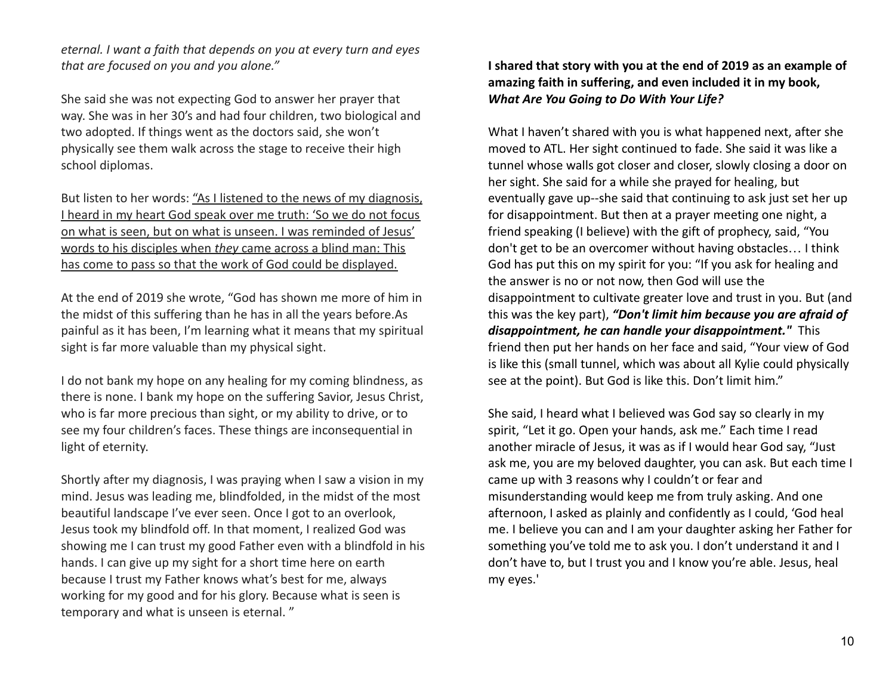*eternal. I want a faith that depends on you at every turn and eyes that are focused on you and you alone."*

She said she was not expecting God to answer her prayer that way. She was in her 30's and had four children, two biological and two adopted. If things went as the doctors said, she won't physically see them walk across the stage to receive their high school diplomas.

But listen to her words: <u>"As I listened to the news of my diagnosis, I heard in my heart God speak over me truth: 'So we do not focus on what is seen, but on what is unseen. I was reminded of Jesus' words to his disciples when *they* came across a blind man: This has come to pass so that the work of God could be displayed.</u>

At the end of 2019 she wrote, "God has shown me more of him in the midst of this suffering than he has in all the years before.As painful as it has been, I'm learning what it means that my spiritual sight is far more valuable than my physical sight.

I do not bank my hope on any healing for my coming blindness, as there is none. I bank my hope on the suffering Savior, Jesus Christ, who is far more precious than sight, or my ability to drive, or to see my four children's faces. These things are inconsequential in light of eternity.

Shortly after my diagnosis, I was praying when I saw a vision in my mind. Jesus was leading me, blindfolded, in the midst of the most beautiful landscape I've ever seen. Once I got to an overlook, Jesus took my blindfold off. In that moment, I realized God was showing me I can trust my good Father even with a blindfold in his hands. I can give up my sight for a short time here on earth because I trust my Father knows what's best for me, always working for my good and for his glory. Because what is seen is temporary and what is unseen is eternal. "

**I shared that story with you at the end of 2019 as an example of amazing faith in suffering, and even included it in my book, *What Are You Going to Do With Your Life?***

What I haven't shared with you is what happened next, after she moved to ATL. Her sight continued to fade. She said it was like a tunnel whose walls got closer and closer, slowly closing a door on her sight. She said for a while she prayed for healing, but eventually gave up--she said that continuing to ask just set her up for disappointment. But then at a prayer meeting one night, a friend speaking (I believe) with the gift of prophecy, said, "You don't get to be an overcomer without having obstacles… I think God has put this on my spirit for you: "If you ask for healing and the answer is no or not now, then God will use the disappointment to cultivate greater love and trust in you. But (and this was the key part), ***"Don't limit him because you are afraid of disappointment, he can handle your disappointment."*** This friend then put her hands on her face and said, "Your view of God is like this (small tunnel, which was about all Kylie could physically see at the point). But God is like this. Don't limit him."

She said, I heard what I believed was God say so clearly in my spirit, "Let it go. Open your hands, ask me." Each time I read another miracle of Jesus, it was as if I would hear God say, "Just ask me, you are my beloved daughter, you can ask. But each time I came up with 3 reasons why I couldn't or fear and misunderstanding would keep me from truly asking. And one afternoon, I asked as plainly and confidently as I could, 'God heal me. I believe you can and I am your daughter asking her Father for something you've told me to ask you. I don't understand it and I don't have to, but I trust you and I know you're able. Jesus, heal my eyes.'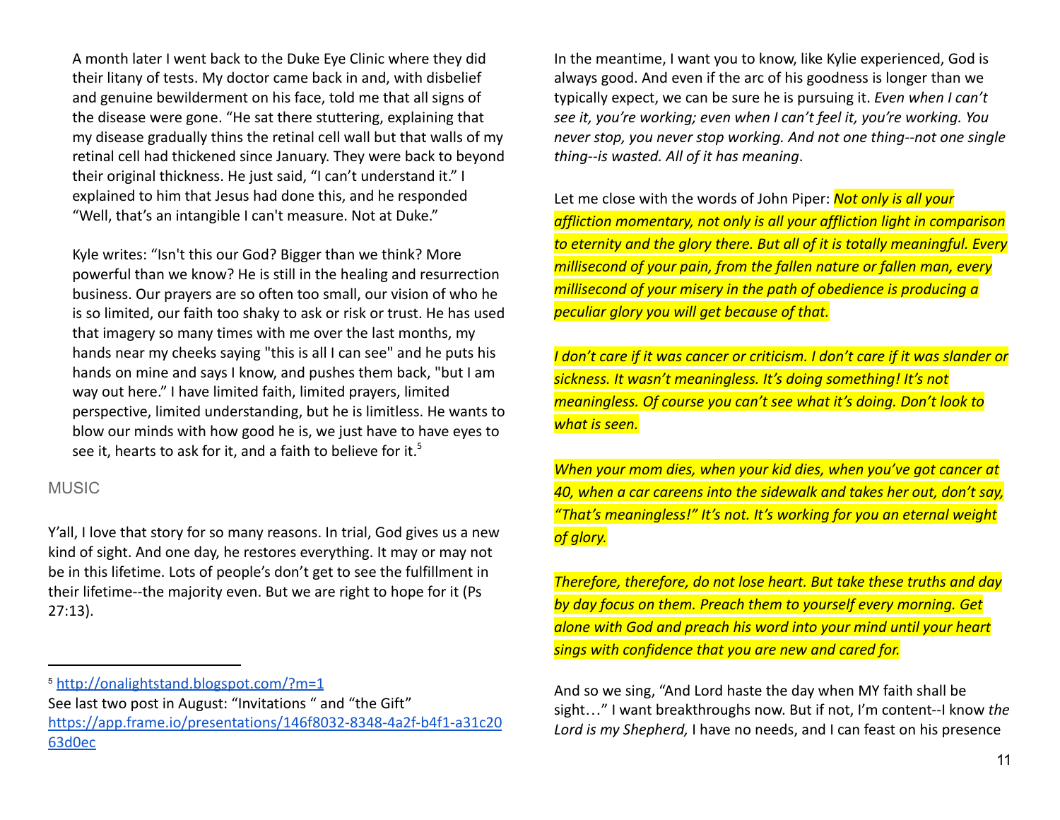A month later I went back to the Duke Eye Clinic where they did their litany of tests. My doctor came back in and, with disbelief and genuine bewilderment on his face, told me that all signs of the disease were gone. "He sat there stuttering, explaining that my disease gradually thins the retinal cell wall but that walls of my retinal cell had thickened since January. They were back to beyond their original thickness. He just said, "I can't understand it." I explained to him that Jesus had done this, and he responded "Well, that's an intangible I can't measure. Not at Duke."

Kyle writes: "Isn't this our God? Bigger than we think? More powerful than we know? He is still in the healing and resurrection business. Our prayers are so often too small, our vision of who he is so limited, our faith too shaky to ask or risk or trust. He has used that imagery so many times with me over the last months, my hands near my cheeks saying "this is all I can see" and he puts his hands on mine and says I know, and pushes them back, "but I am way out here." I have limited faith, limited prayers, limited perspective, limited understanding, but he is limitless. He wants to blow our minds with how good he is, we just have to have eyes to see it, hearts to ask for it, and a faith to believe for it.[5]

MUSIC

Y'all, I love that story for so many reasons. In trial, God gives us a new kind of sight. And one day, he restores everything. It may or may not be in this lifetime. Lots of people's don't get to see the fulfillment in their lifetime--the majority even. But we are right to hope for it (Ps 27:13).

In the meantime, I want you to know, like Kylie experienced, God is always good. And even if the arc of his goodness is longer than we typically expect, we can be sure he is pursuing it. *Even when I can't see it, you're working; even when I can't feel it, you're working. You never stop, you never stop working. And not one thing--not one single thing--is wasted. All of it has meaning*.

Let me close with the words of John Piper: *Not only is all your affliction momentary, not only is all your affliction light in comparison to eternity and the glory there. But all of it is totally meaningful. Every millisecond of your pain, from the fallen nature or fallen man, every millisecond of your misery in the path of obedience is producing a peculiar glory you will get because of that.*

*I don't care if it was cancer or criticism. I don't care if it was slander or sickness. It wasn't meaningless. It's doing something! It's not meaningless. Of course you can't see what it's doing. Don't look to what is seen.*

*When your mom dies, when your kid dies, when you've got cancer at 40, when a car careens into the sidewalk and takes her out, don't say, "That's meaningless!" It's not. It's working for you an eternal weight of glory.*

*Therefore, therefore, do not lose heart. But take these truths and day by day focus on them. Preach them to yourself every morning. Get alone with God and preach his word into your mind until your heart sings with confidence that you are new and cared for.*

And so we sing, "And Lord haste the day when MY faith shall be sight…" I want breakthroughs now. But if not, I'm content--I know *the Lord is my Shepherd,* I have no needs, and I can feast on his presence

---

[5] http://onalightstand.blogspot.com/?m=1
See last two post in August: "Invitations " and "the Gift"
https://app.frame.io/presentations/146f8032-8348-4a2f-b4f1-a31c2063d0ec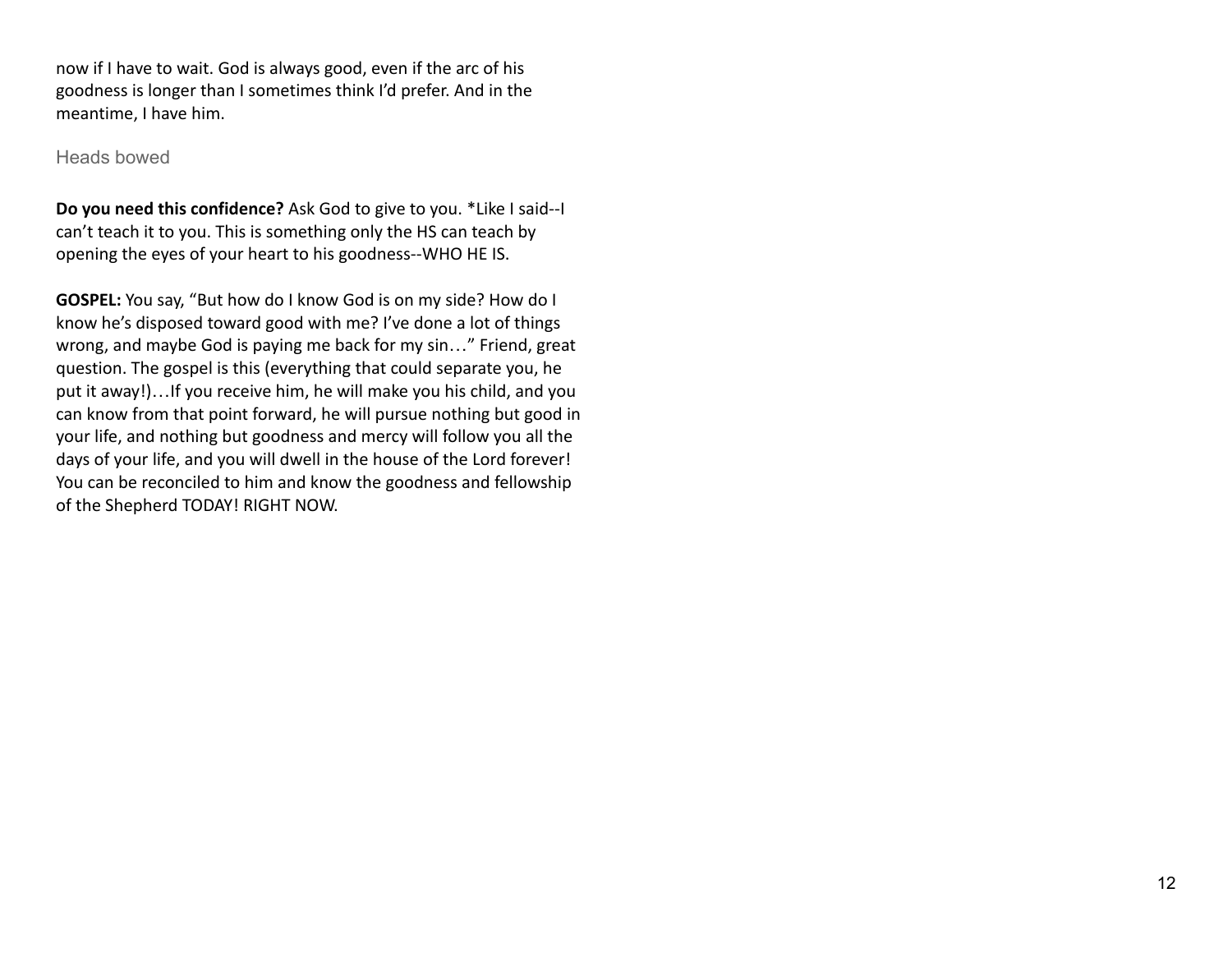now if I have to wait. God is always good, even if the arc of his goodness is longer than I sometimes think I'd prefer. And in the meantime, I have him.

Heads bowed

**Do you need this confidence?** Ask God to give to you. *Like I said--I can't teach it to you. This is something only the HS can teach by opening the eyes of your heart to his goodness--WHO HE IS.

**GOSPEL:** You say, "But how do I know God is on my side? How do I know he's disposed toward good with me? I've done a lot of things wrong, and maybe God is paying me back for my sin…" Friend, great question. The gospel is this (everything that could separate you, he put it away!)…If you receive him, he will make you his child, and you can know from that point forward, he will pursue nothing but good in your life, and nothing but goodness and mercy will follow you all the days of your life, and you will dwell in the house of the Lord forever! You can be reconciled to him and know the goodness and fellowship of the Shepherd TODAY! RIGHT NOW.